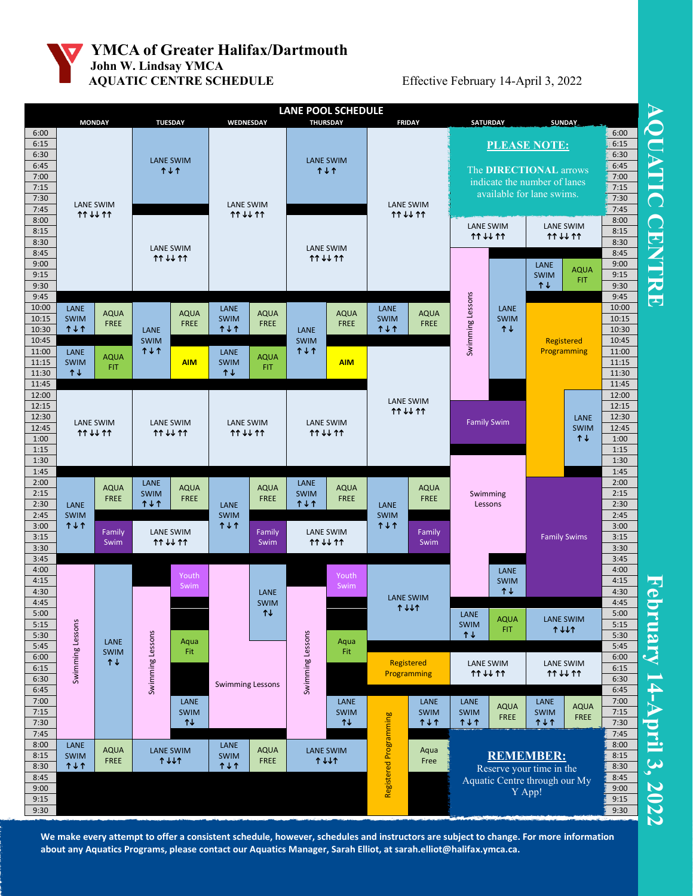# YMCA of Greater Halifax/Dartmouth

## John W. Lindsay YMCA

## AQUATIC CENTRE SCHEDULE

Effective February 14-April 3, 2022

**AQUATIC CENTRE — February 14-April 3, 2022**

### LANE POOL SCHEDULE

| Time | MONDAY | TUESDAY | WEDNESDAY | THURSDAY | FRIDAY | SATURDAY | SUNDAY |
|---|---|---|---|---|---|---|---|
| 6:00–7:45 | LANE SWIM ↑↑↓↓↑↑ (6:00–9:45) | LANE SWIM ↑↓↑ (6:00–7:30) | LANE SWIM ↑↑↓↓↑↑ (6:00–9:45) | LANE SWIM ↑↓↑ (6:00–7:30) | LANE SWIM ↑↑↓↓↑↑ (6:00–9:45) | | |
| 8:00–9:45 | | LANE SWIM ↑↑↓↓↑↑ (8:00–9:45) | | LANE SWIM ↑↑↓↓↑↑ (8:00–9:45) | | LANE SWIM ↑↑↓↓↑↑ (8:00–8:45); Swimming Lessons (9:00–12:15); LANE SWIM ↑↓ (9:00–11:45) | LANE SWIM ↑↑↓↓↑↑ (8:00–8:45); LANE SWIM ↑↓ / AQUA FIT (9:00–9:45) |
| 10:00–10:45 | LANE SWIM ↑↓↑ / AQUA FREE | LANE SWIM ↑↓↑ (10:00–11:45) / AQUA FREE | LANE SWIM ↑↓↑ / AQUA FREE | LANE SWIM ↑↓↑ (10:00–11:45) / AQUA FREE | LANE SWIM ↑↓↑ / AQUA FREE | | Registered Programming (10:00–1:45) |
| 11:00–11:45 | LANE SWIM ↑↓ / AQUA FIT | AIM | LANE SWIM ↑↓ / AQUA FIT | AIM | LANE SWIM ↑↑↓↓↑↑ (11:00–1:45) | | |
| 12:00–1:45 | LANE SWIM ↑↑↓↓↑↑ | LANE SWIM ↑↑↓↓↑↑ | LANE SWIM ↑↑↓↓↑↑ | LANE SWIM ↑↑↓↓↑↑ | | Family Swim (12:30–1:15) | LANE SWIM ↑↓ (12:00–1:45) |
| 2:00–2:30 | LANE SWIM ↑↓↑ (2:00–3:45) / AQUA FREE | LANE SWIM ↑↓↑ / AQUA FREE | LANE SWIM ↑↓↑ (2:00–3:45) / AQUA FREE | LANE SWIM ↑↓↑ / AQUA FREE | LANE SWIM ↑↓↑ (2:00–3:45) / AQUA FREE | Swimming Lessons (1:45–3:45) | Family Swims (2:00–4:30) |
| 3:00–3:45 | Family Swim | LANE SWIM ↑↑↓↓↑↑ | Family Swim | LANE SWIM ↑↑↓↓↑↑ | Family Swim | | |
| 4:00–4:45 | Swimming Lessons (4:00–7:45) / LANE SWIM ↑↓ (4:00–7:45) | Youth Swim; Swimming Lessons (4:30–7:45) | Swimming Lessons (4:00–7:30) / LANE SWIM ↑↓ (4:00–5:00) | Youth Swim; Swimming Lessons (4:00–7:45) | LANE SWIM ↑↓↓↑ (4:00–5:30) | LANE SWIM ↑↓ (4:00–4:30) | |
| 5:00–5:45 | | Aqua Fit (5:30–6:00) | | Aqua Fit (5:30–6:00) | | LANE SWIM ↑↓ / AQUA FIT | LANE SWIM ↑↓↓↑ |
| 6:00–6:45 | | | | | Registered Programming | LANE SWIM ↑↑↓↓↑↑ | LANE SWIM ↑↑↓↓↑↑ |
| 7:00–7:45 | | LANE SWIM ↑↓ | | LANE SWIM ↑↓ | Registered Programming (7:00–9:30) / LANE SWIM ↑↓↑ | LANE SWIM ↑↓↑ / AQUA FREE | LANE SWIM ↑↓↑ / AQUA FREE |
| 8:00–8:30 | LANE SWIM ↑↓↑ / AQUA FREE | LANE SWIM ↑↓↓↑ | LANE SWIM ↑↓↑ / AQUA FREE | LANE SWIM ↑↓↓↑ | Aqua Free | | |
| 8:45–9:30 | | | | | | | |

**PLEASE NOTE:**

The **DIRECTIONAL** arrows indicate the number of lanes available for lane swims.

**REMEMBER:**

Reserve your time in the Aquatic Centre through our My Y App!

**We make every attempt to offer a consistent schedule, however, schedules and instructors are subject to change. For more information about any Aquatics Programs, please contact our Aquatics Manager, Sarah Elliot, at sarah.elliot@halifax.ymca.ca.**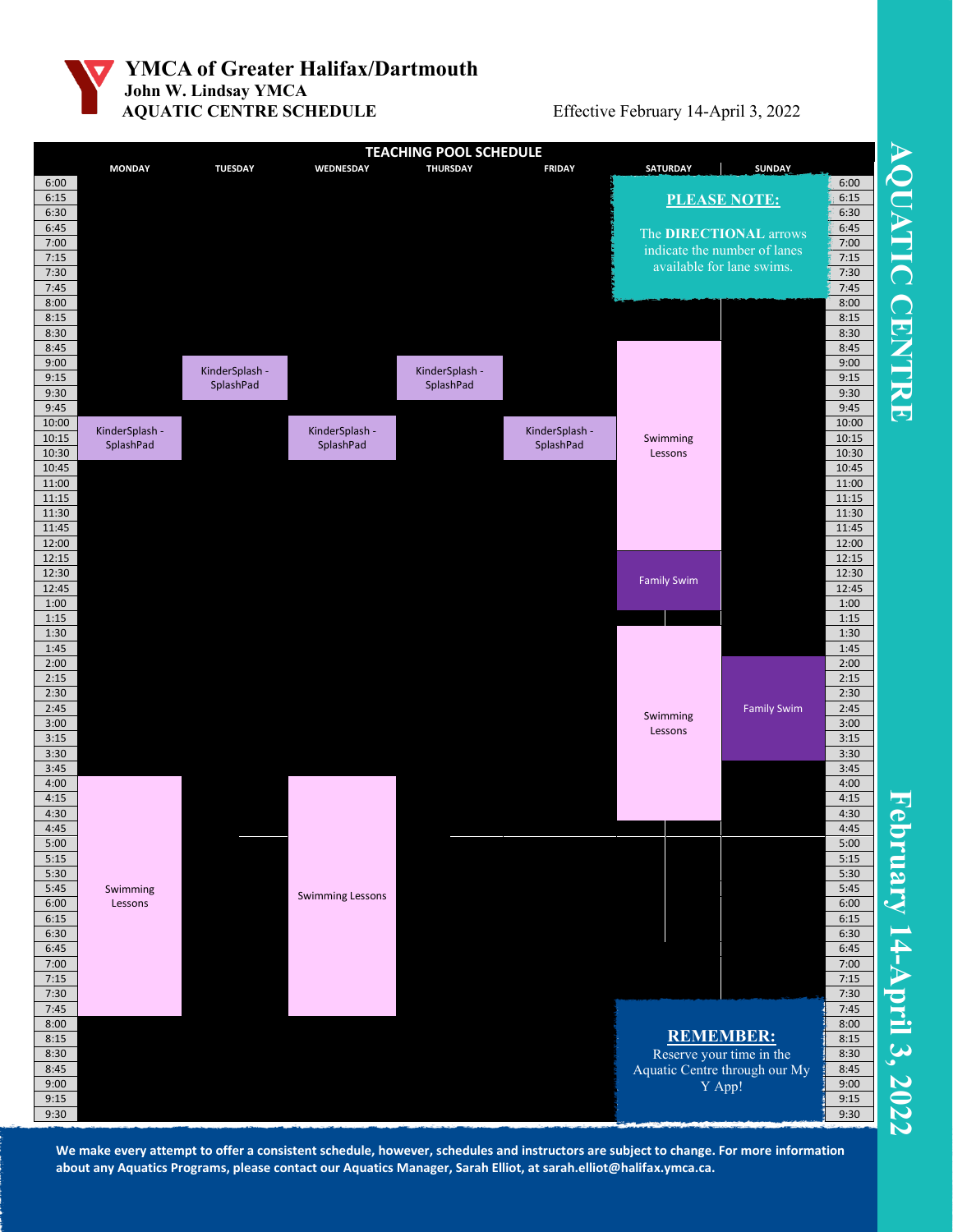# YMCA of Greater Halifax/Dartmouth

**John W. Lindsay YMCA**

**AQUATIC CENTRE SCHEDULE**

Effective February 14-April 3, 2022

## TEACHING POOL SCHEDULE

| Time | MONDAY | TUESDAY | WEDNESDAY | THURSDAY | FRIDAY | SATURDAY | SUNDAY |
|---|---|---|---|---|---|---|---|
| 9:00-9:45 | | KinderSplash - SplashPad | | KinderSplash - SplashPad | | | |
| 10:00-10:45 | KinderSplash - SplashPad | | KinderSplash - SplashPad | | KinderSplash - SplashPad | | |
| 8:45-12:15 | | | | | | Swimming Lessons | |
| 12:15-1:15 | | | | | | Family Swim | |
| 1:30-4:45 | | | | | | Swimming Lessons | |
| 2:00-3:45 | | | | | | | Family Swim |
| 4:00-8:00 | Swimming Lessons | | Swimming Lessons | | | | |

**PLEASE NOTE:**

The **DIRECTIONAL** arrows indicate the number of lanes available for lane swims.

**REMEMBER:**

Reserve your time in the Aquatic Centre through our My Y App!

**We make every attempt to offer a consistent schedule, however, schedules and instructors are subject to change. For more information about any Aquatics Programs, please contact our Aquatics Manager, Sarah Elliot, at sarah.elliot@halifax.ymca.ca.**

AQUATIC CENTRE February 14-April 3, 2022